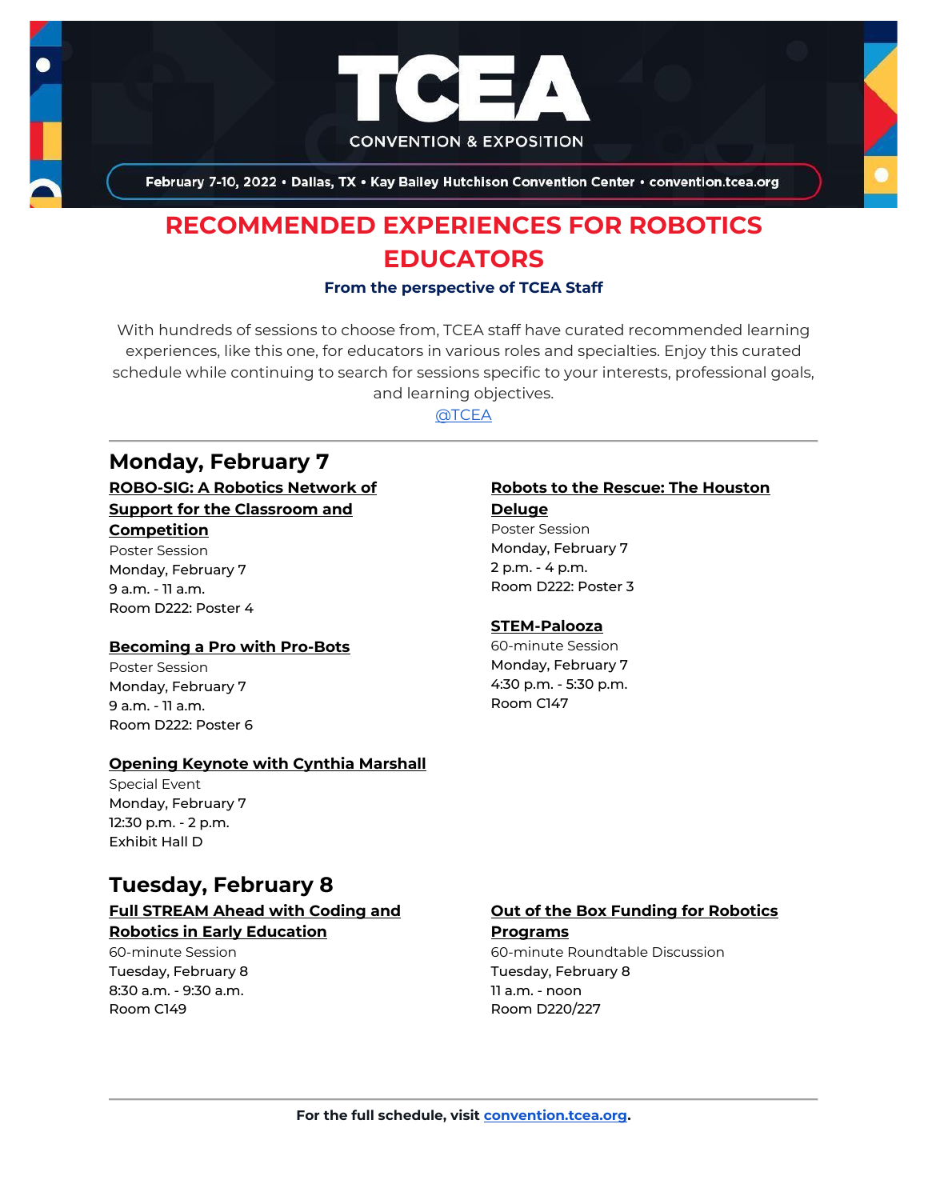# TCEA

CONVENTION & EXPOSITION

February 7-10, 2022 • Dallas, TX • Kay Bailey Hutchison Convention Center • convention.tcea.org

## RECOMMENDED EXPERIENCES FOR ROBOTICS EDUCATORS

**From the perspective of TCEA Staff**

With hundreds of sessions to choose from, TCEA staff have curated recommended learning experiences, like this one, for educators in various roles and specialties. Enjoy this curated schedule while continuing to search for sessions specific to your interests, professional goals, and learning objectives.

@TCEA

---

## Monday, February 7

**ROBO-SIG: A Robotics Network of Support for the Classroom and Competition**
Poster Session
Monday, February 7
9 a.m. - 11 a.m.
Room D222: Poster 4

**Becoming a Pro with Pro-Bots**
Poster Session
Monday, February 7
9 a.m. - 11 a.m.
Room D222: Poster 6

**Opening Keynote with Cynthia Marshall**
Special Event
Monday, February 7
12:30 p.m. - 2 p.m.
Exhibit Hall D

**Robots to the Rescue: The Houston Deluge**
Poster Session
Monday, February 7
2 p.m. - 4 p.m.
Room D222: Poster 3

**STEM-Palooza**
60-minute Session
Monday, February 7
4:30 p.m. - 5:30 p.m.
Room C147

## Tuesday, February 8

**Full STREAM Ahead with Coding and Robotics in Early Education**
60-minute Session
Tuesday, February 8
8:30 a.m. - 9:30 a.m.
Room C149

**Out of the Box Funding for Robotics Programs**
60-minute Roundtable Discussion
Tuesday, February 8
11 a.m. - noon
Room D220/227

---

**For the full schedule, visit convention.tcea.org.**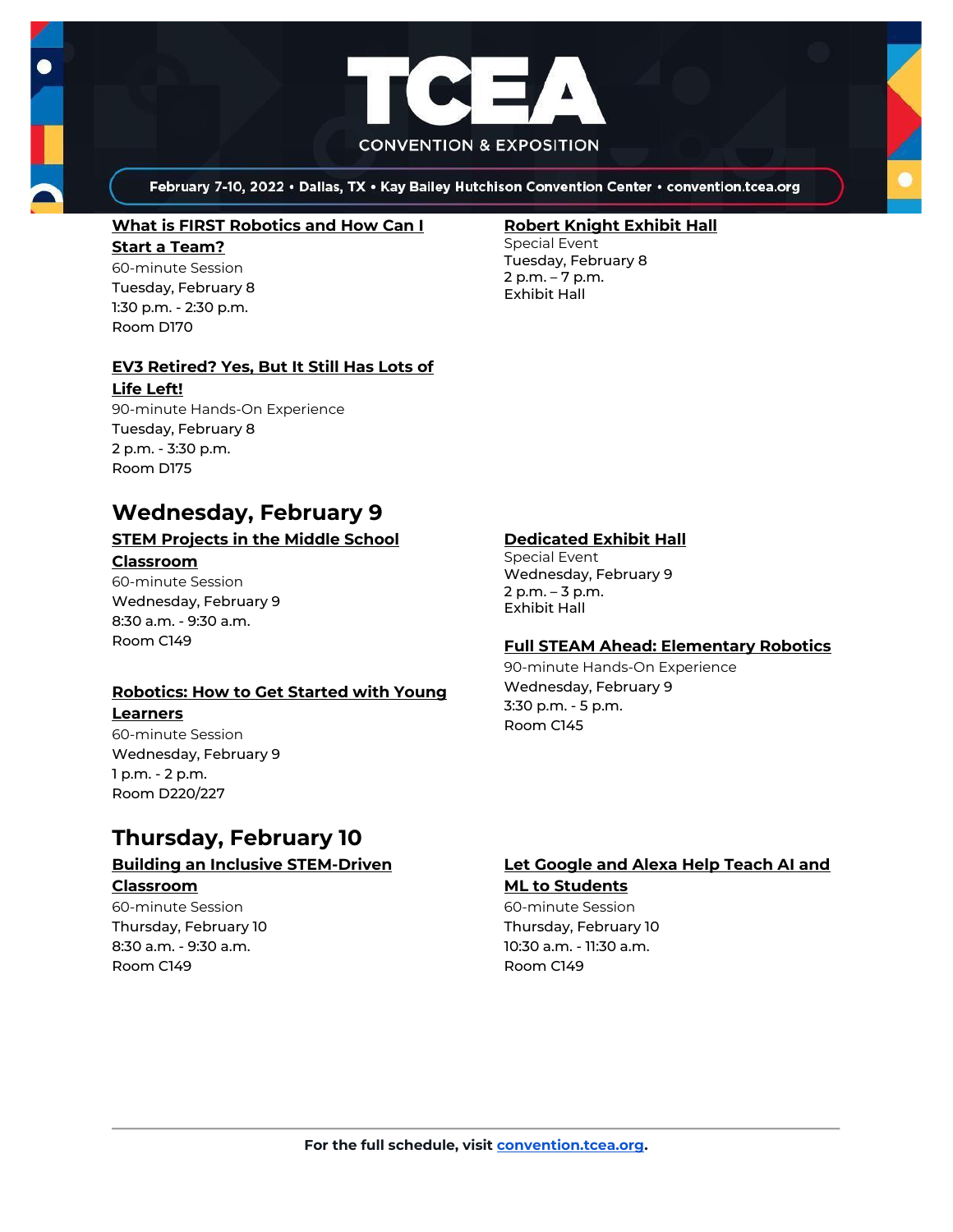**What is FIRST Robotics and How Can I Start a Team?**
60-minute Session
Tuesday, February 8
1:30 p.m. - 2:30 p.m.
Room D170

**EV3 Retired? Yes, But It Still Has Lots of Life Left!**
90-minute Hands-On Experience
Tuesday, February 8
2 p.m. - 3:30 p.m.
Room D175

**Robert Knight Exhibit Hall**
Special Event
Tuesday, February 8
2 p.m. – 7 p.m.
Exhibit Hall

## Wednesday, February 9

**STEM Projects in the Middle School Classroom**
60-minute Session
Wednesday, February 9
8:30 a.m. - 9:30 a.m.
Room C149

**Robotics: How to Get Started with Young Learners**
60-minute Session
Wednesday, February 9
1 p.m. - 2 p.m.
Room D220/227

**Dedicated Exhibit Hall**
Special Event
Wednesday, February 9
2 p.m. – 3 p.m.
Exhibit Hall

**Full STEAM Ahead: Elementary Robotics**
90-minute Hands-On Experience
Wednesday, February 9
3:30 p.m. - 5 p.m.
Room C145

## Thursday, February 10

**Building an Inclusive STEM-Driven Classroom**
60-minute Session
Thursday, February 10
8:30 a.m. - 9:30 a.m.
Room C149

**Let Google and Alexa Help Teach AI and ML to Students**
60-minute Session
Thursday, February 10
10:30 a.m. - 11:30 a.m.
Room C149

**For the full schedule, visit convention.tcea.org.**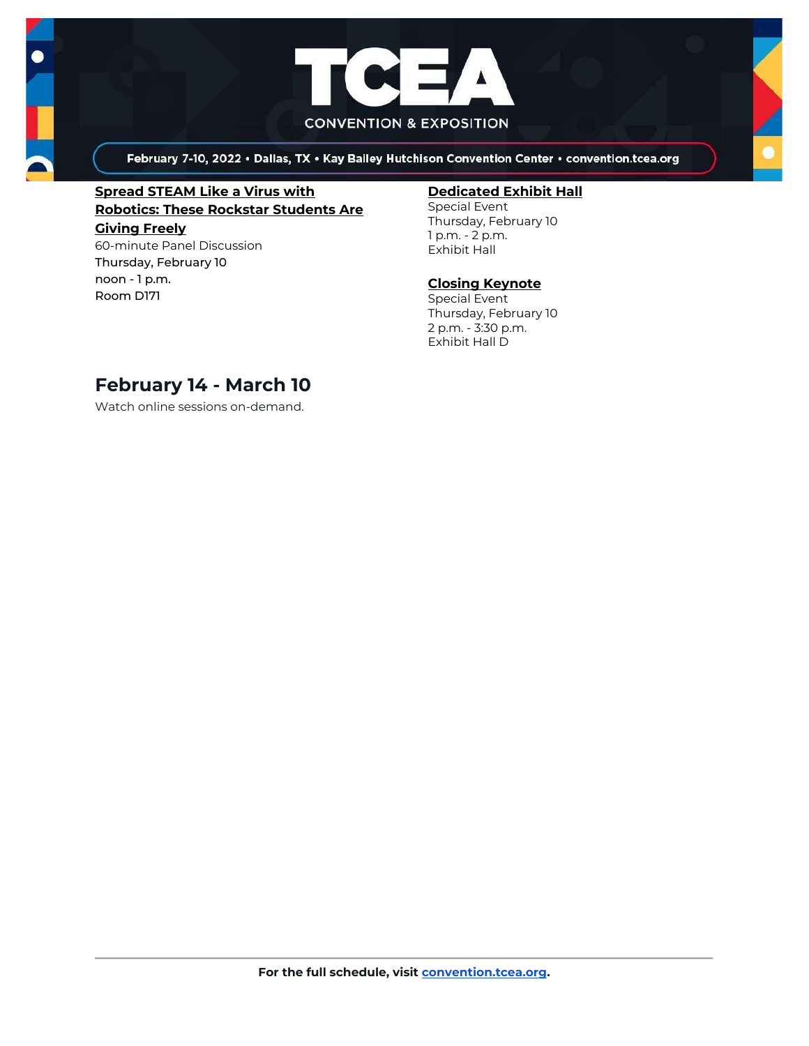**Spread STEAM Like a Virus with Robotics: These Rockstar Students Are Giving Freely**
60-minute Panel Discussion
Thursday, February 10
noon - 1 p.m.
Room D171

**Dedicated Exhibit Hall**
Special Event
Thursday, February 10
1 p.m. - 2 p.m.
Exhibit Hall

**Closing Keynote**
Special Event
Thursday, February 10
2 p.m. - 3:30 p.m.
Exhibit Hall D

## February 14 - March 10

Watch online sessions on-demand.

**For the full schedule, visit convention.tcea.org.**